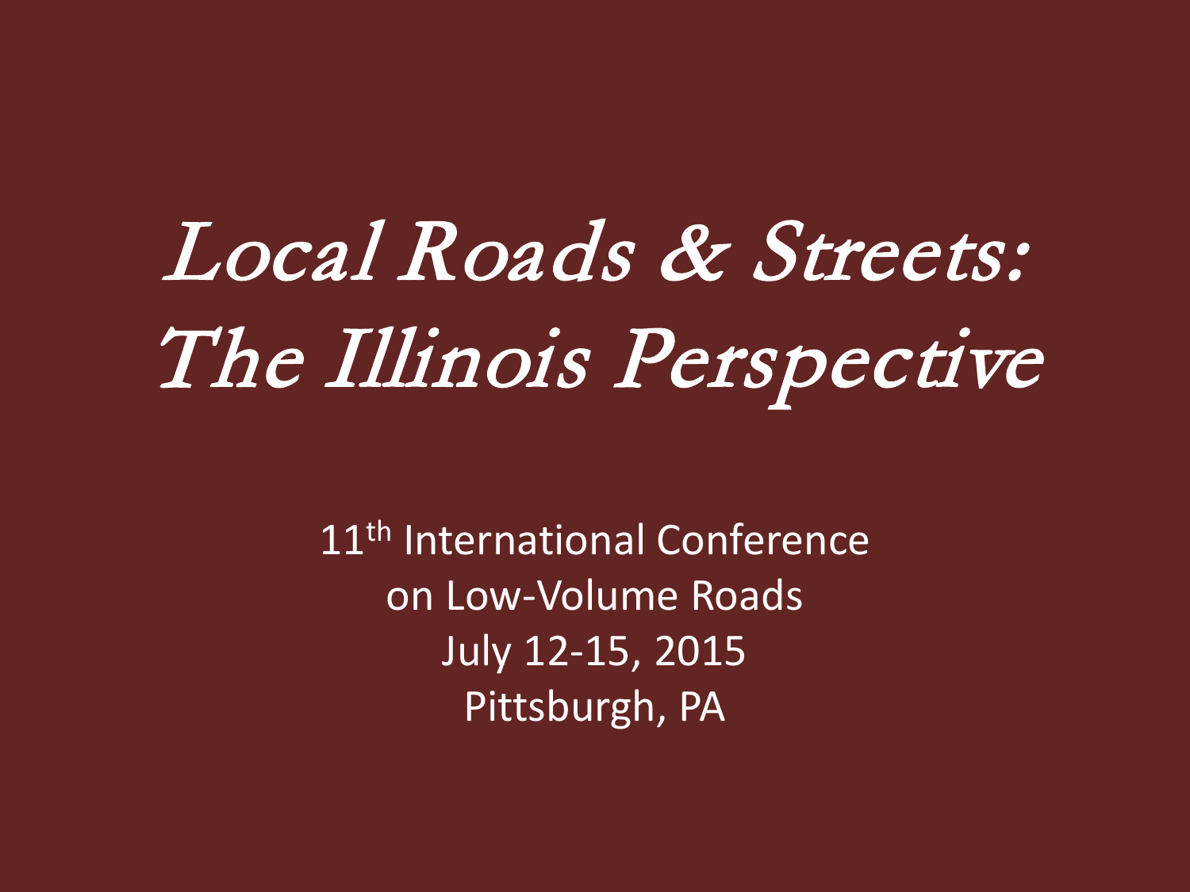# Local Roads & Streets: The Illinois Perspective

11th International Conference on Low-Volume Roads
July 12-15, 2015
Pittsburgh, PA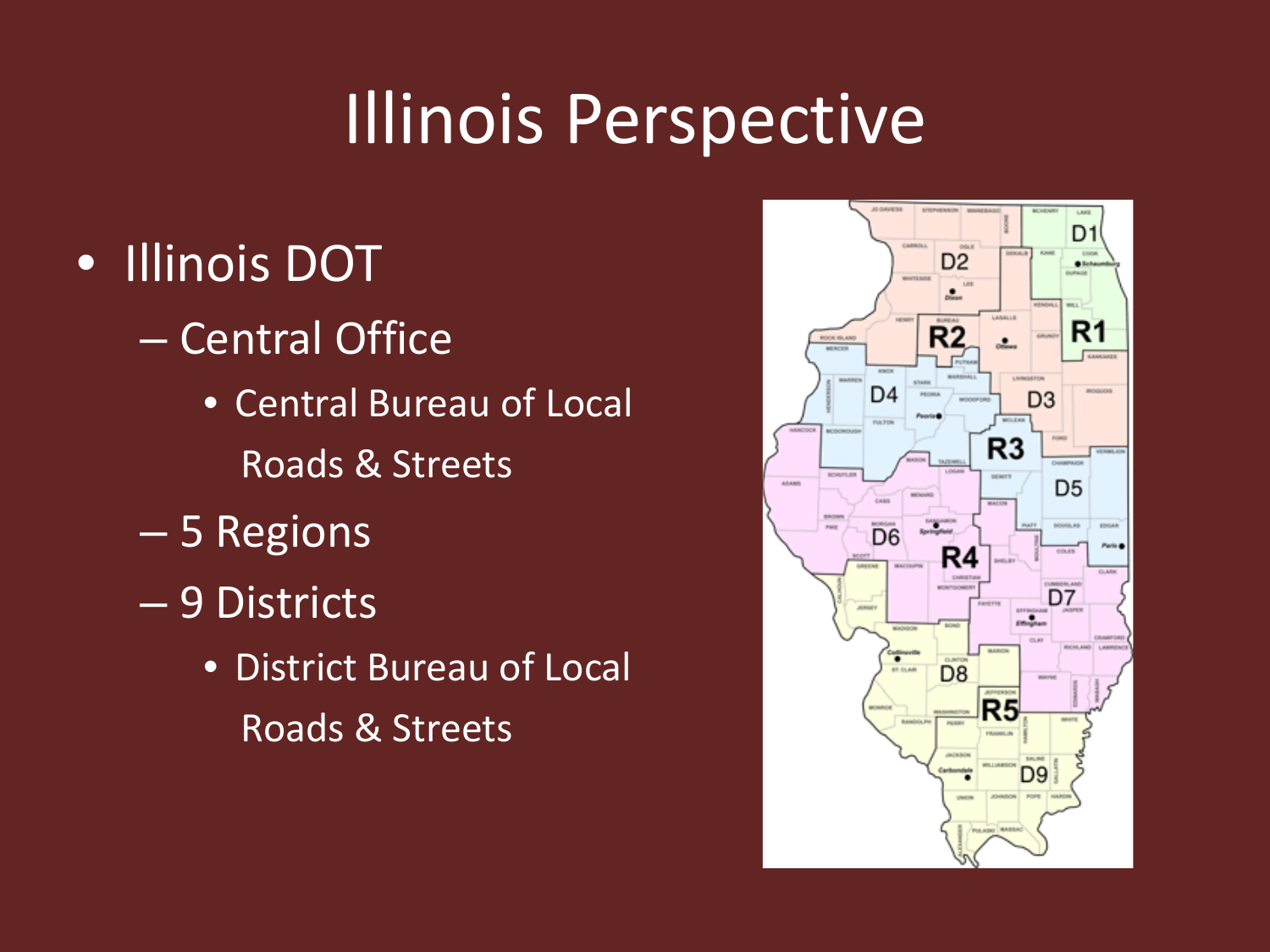# Illinois Perspective

- Illinois DOT
  - Central Office
    - Central Bureau of Local Roads & Streets
  - 5 Regions
  - 9 Districts
    - District Bureau of Local Roads & Streets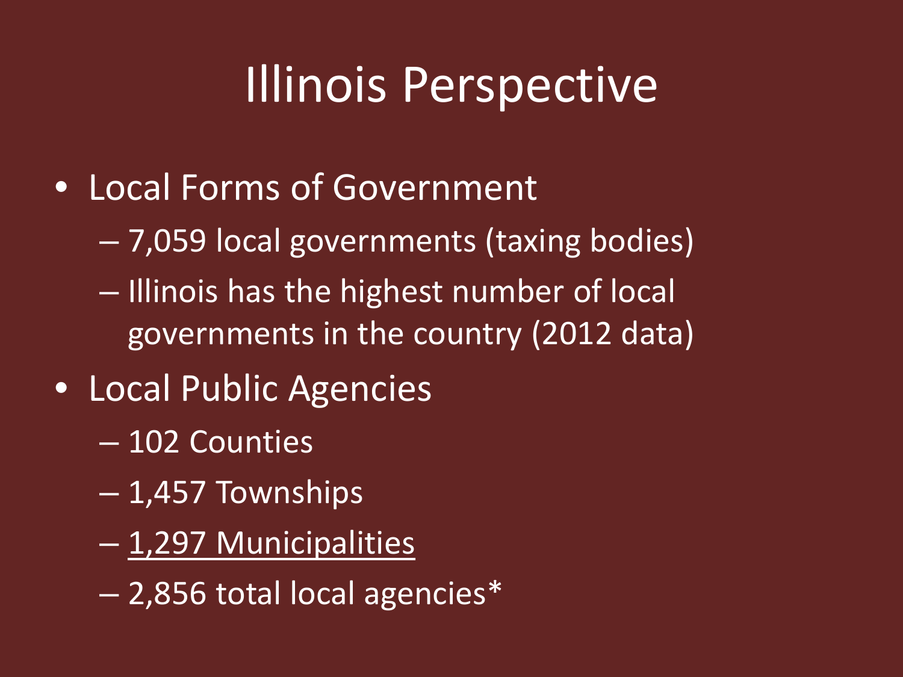# Illinois Perspective

- Local Forms of Government
  - 7,059 local governments (taxing bodies)
  - Illinois has the highest number of local governments in the country (2012 data)
- Local Public Agencies
  - 102 Counties
  - 1,457 Townships
  - <u>1,297 Municipalities</u>
  - 2,856 total local agencies*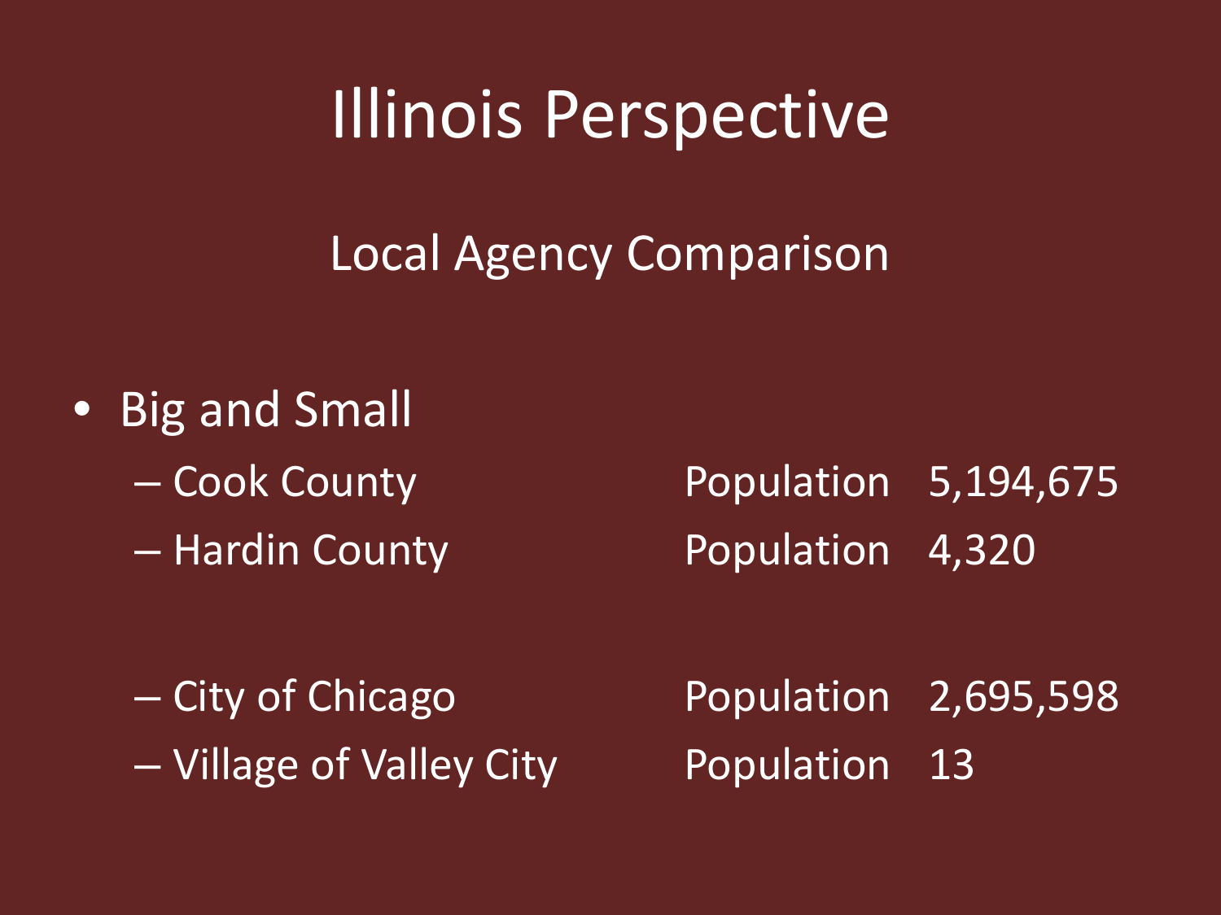# Illinois Perspective

## Local Agency Comparison

- Big and Small
  - Cook County — Population 5,194,675
  - Hardin County — Population 4,320

  - City of Chicago — Population 2,695,598
  - Village of Valley City — Population 13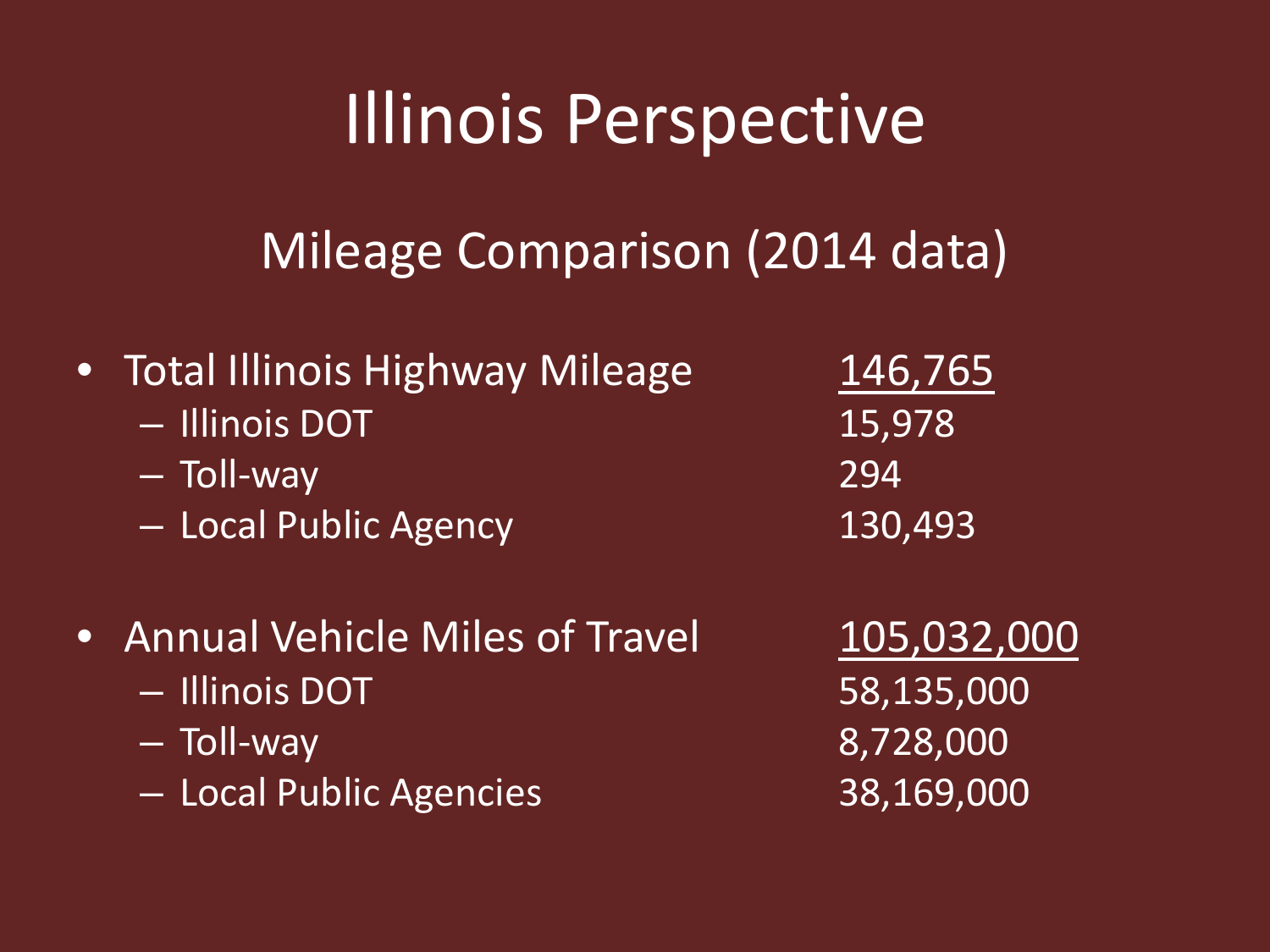# Illinois Perspective

## Mileage Comparison (2014 data)

- Total Illinois Highway Mileage — 146,765
  - Illinois DOT — 15,978
  - Toll-way — 294
  - Local Public Agency — 130,493

- Annual Vehicle Miles of Travel — 105,032,000
  - Illinois DOT — 58,135,000
  - Toll-way — 8,728,000
  - Local Public Agencies — 38,169,000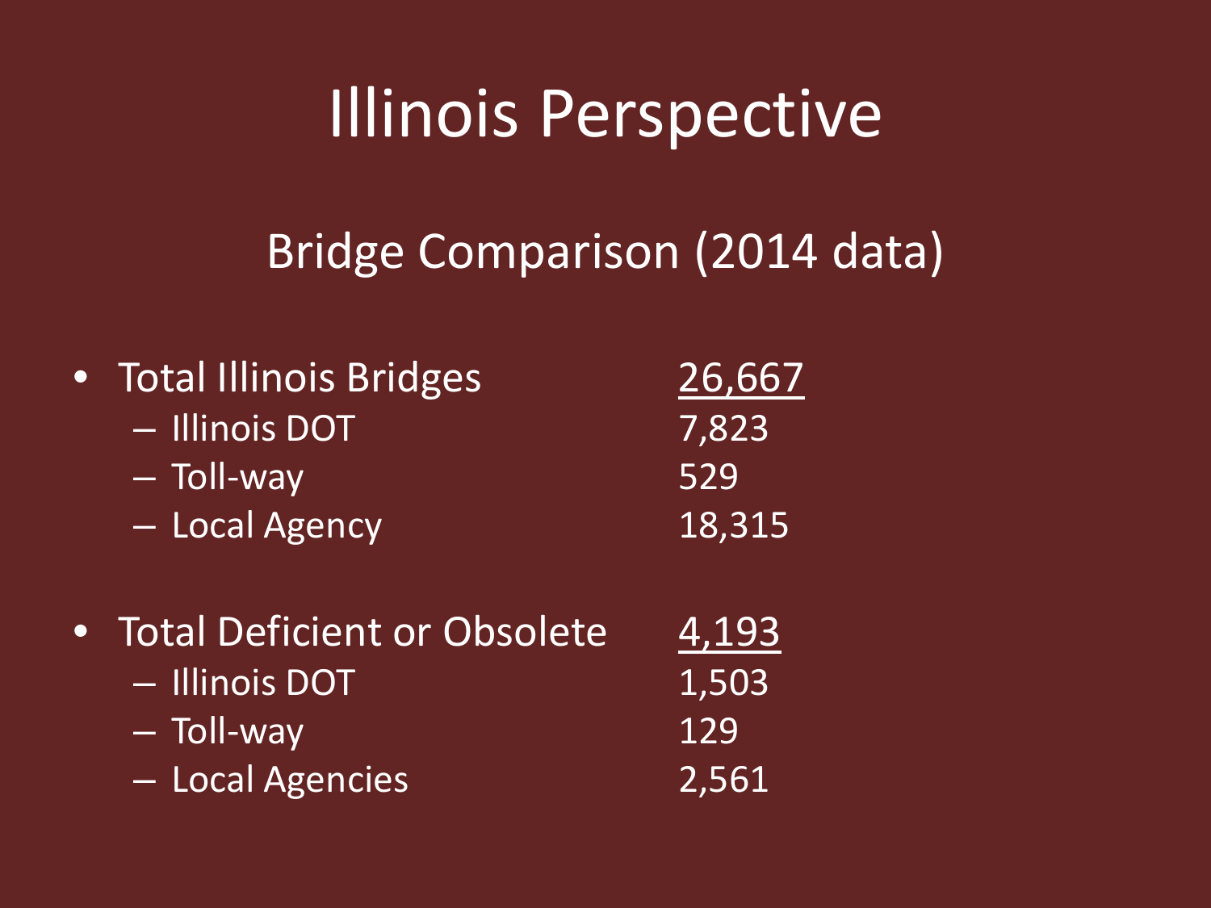# Illinois Perspective

## Bridge Comparison (2014 data)

- Total Illinois Bridges 26,667
  - Illinois DOT 7,823
  - Toll-way 529
  - Local Agency 18,315

- Total Deficient or Obsolete 4,193
  - Illinois DOT 1,503
  - Toll-way 129
  - Local Agencies 2,561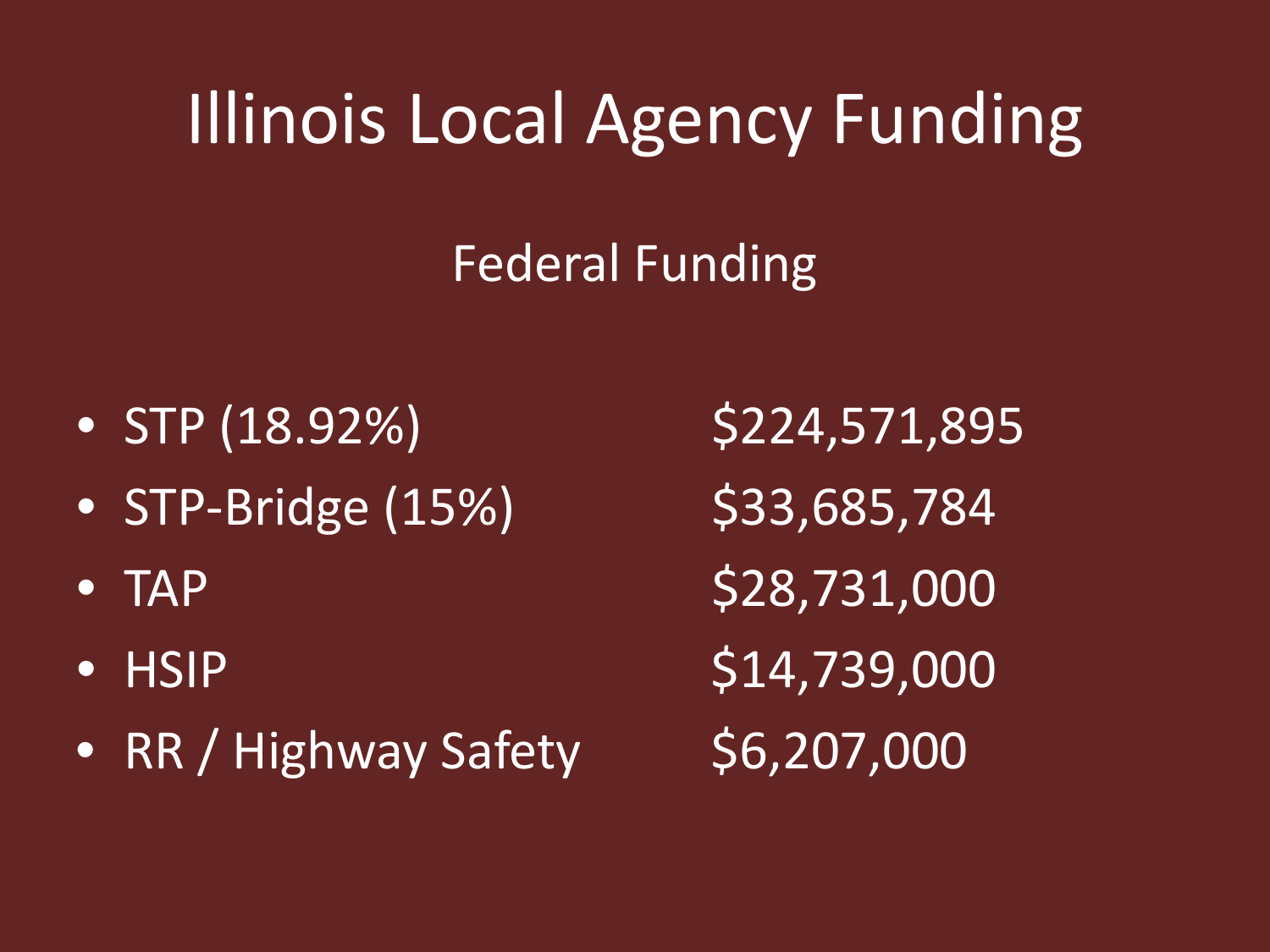# Illinois Local Agency Funding

## Federal Funding

| | |
|---|---|
| STP (18.92%) | $224,571,895 |
| STP-Bridge (15%) | $33,685,784 |
| TAP | $28,731,000 |
| HSIP | $14,739,000 |
| RR / Highway Safety | $6,207,000 |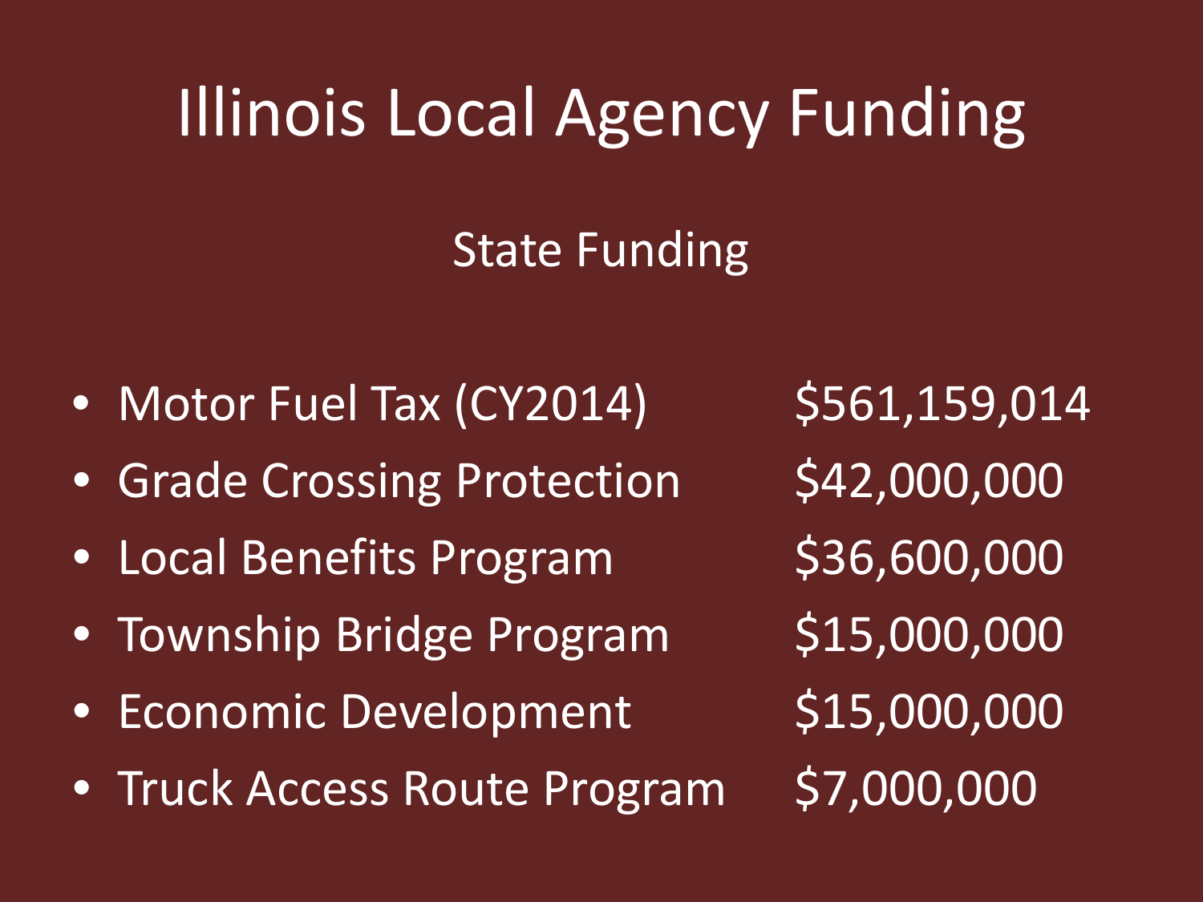# Illinois Local Agency Funding

## State Funding

| Program | Amount |
| --- | --- |
| Motor Fuel Tax (CY2014) | $561,159,014 |
| Grade Crossing Protection | $42,000,000 |
| Local Benefits Program | $36,600,000 |
| Township Bridge Program | $15,000,000 |
| Economic Development | $15,000,000 |
| Truck Access Route Program | $7,000,000 |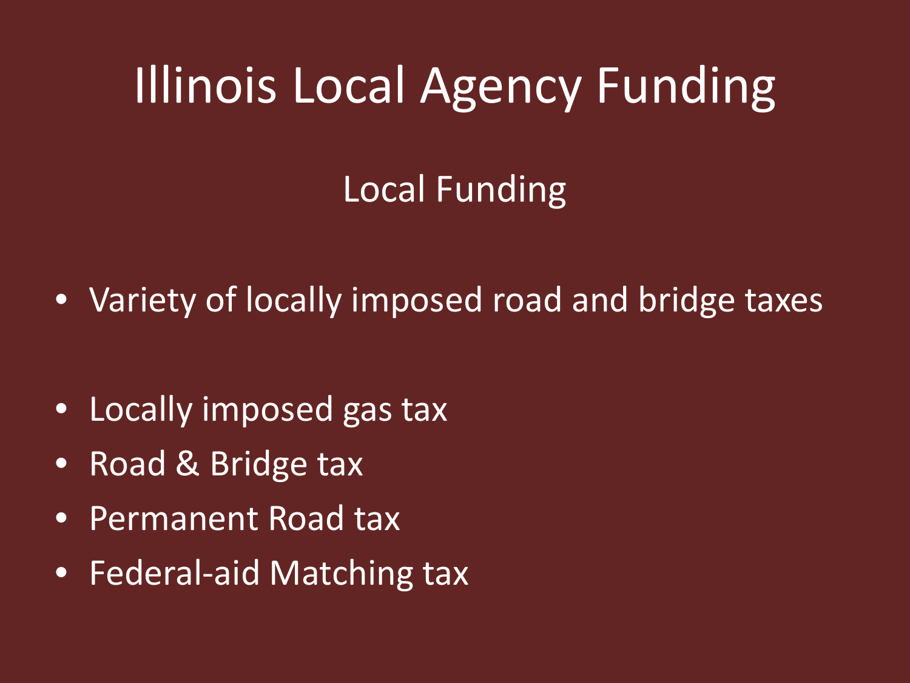# Illinois Local Agency Funding

## Local Funding

- Variety of locally imposed road and bridge taxes

- Locally imposed gas tax
- Road & Bridge tax
- Permanent Road tax
- Federal-aid Matching tax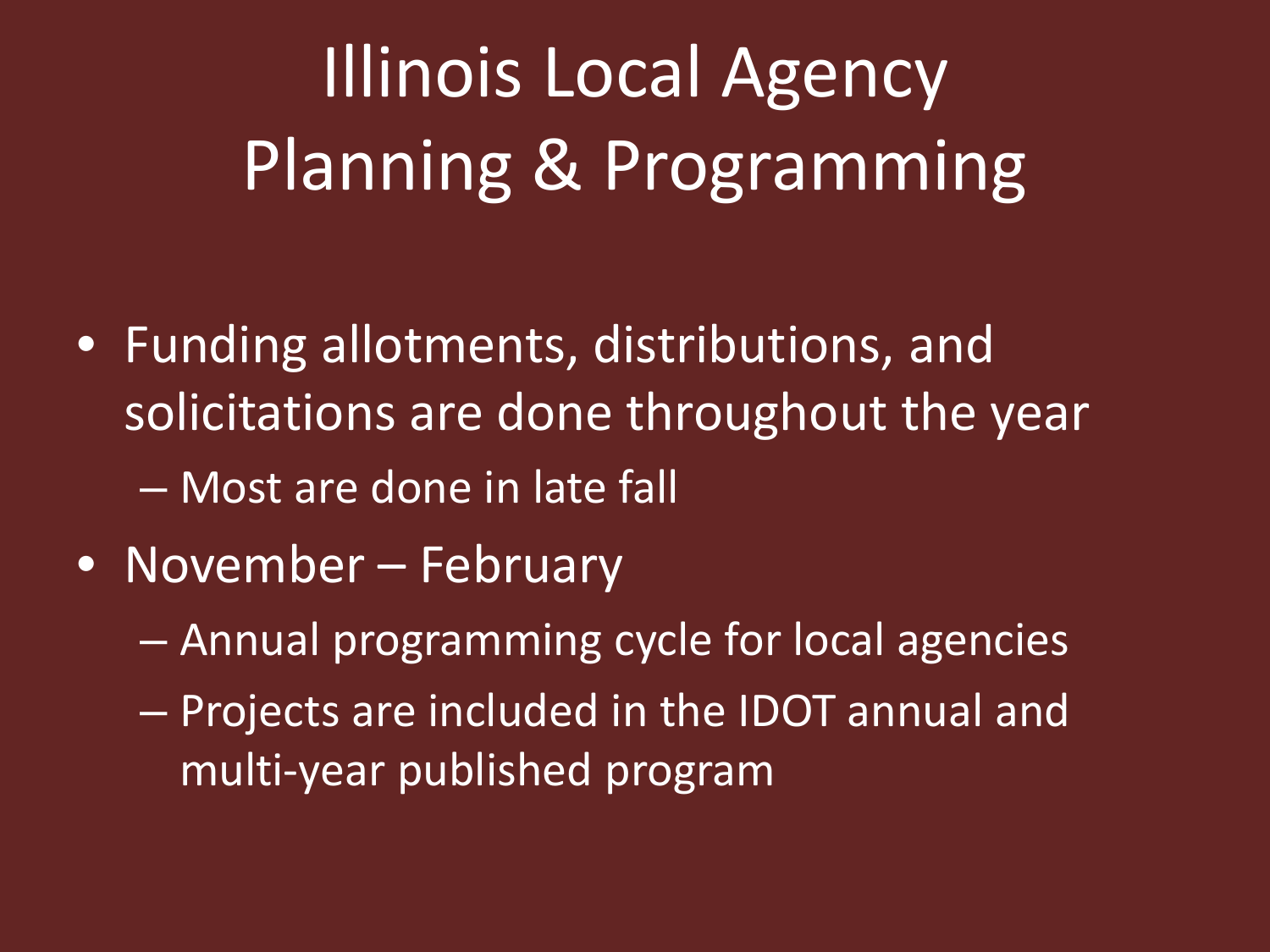# Illinois Local Agency Planning & Programming

- Funding allotments, distributions, and solicitations are done throughout the year
  - Most are done in late fall
- November – February
  - Annual programming cycle for local agencies
  - Projects are included in the IDOT annual and multi-year published program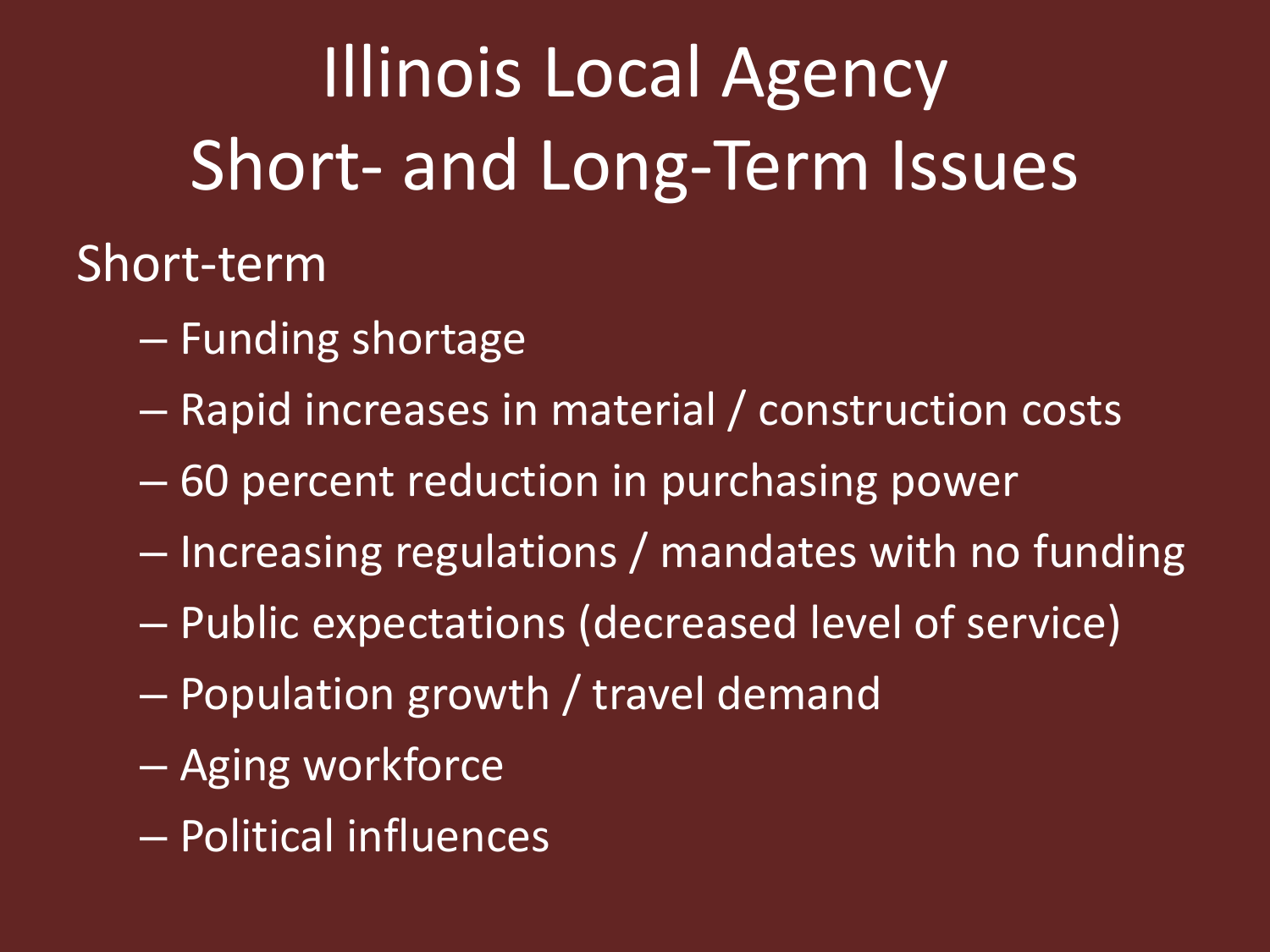# Illinois Local Agency Short- and Long-Term Issues

Short-term

- Funding shortage
- Rapid increases in material / construction costs
- 60 percent reduction in purchasing power
- Increasing regulations / mandates with no funding
- Public expectations (decreased level of service)
- Population growth / travel demand
- Aging workforce
- Political influences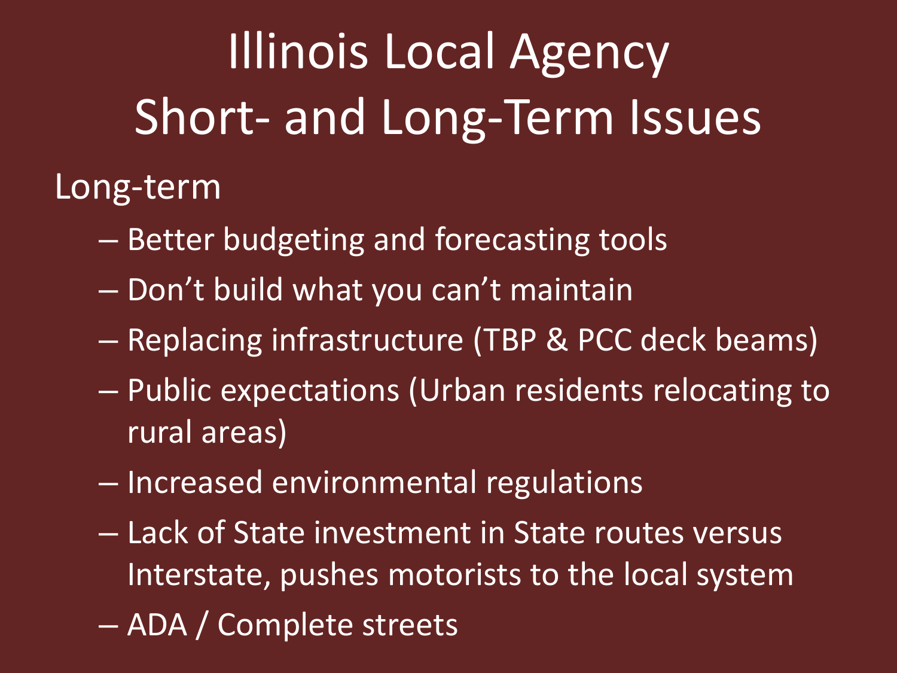# Illinois Local Agency Short- and Long-Term Issues

## Long-term

- Better budgeting and forecasting tools
- Don’t build what you can’t maintain
- Replacing infrastructure (TBP & PCC deck beams)
- Public expectations (Urban residents relocating to rural areas)
- Increased environmental regulations
- Lack of State investment in State routes versus Interstate, pushes motorists to the local system
- ADA / Complete streets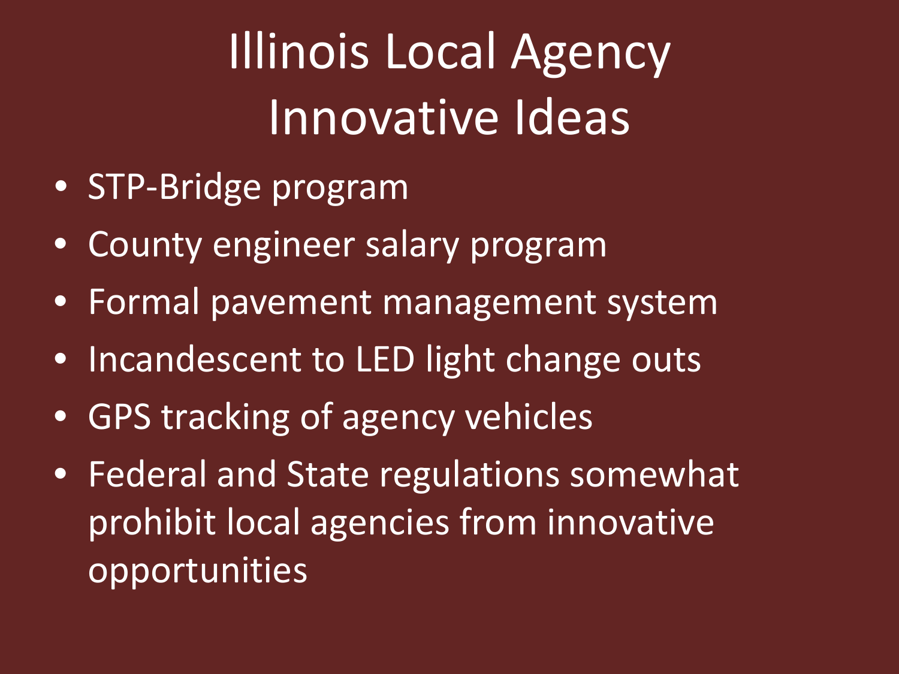# Illinois Local Agency Innovative Ideas

- STP-Bridge program
- County engineer salary program
- Formal pavement management system
- Incandescent to LED light change outs
- GPS tracking of agency vehicles
- Federal and State regulations somewhat prohibit local agencies from innovative opportunities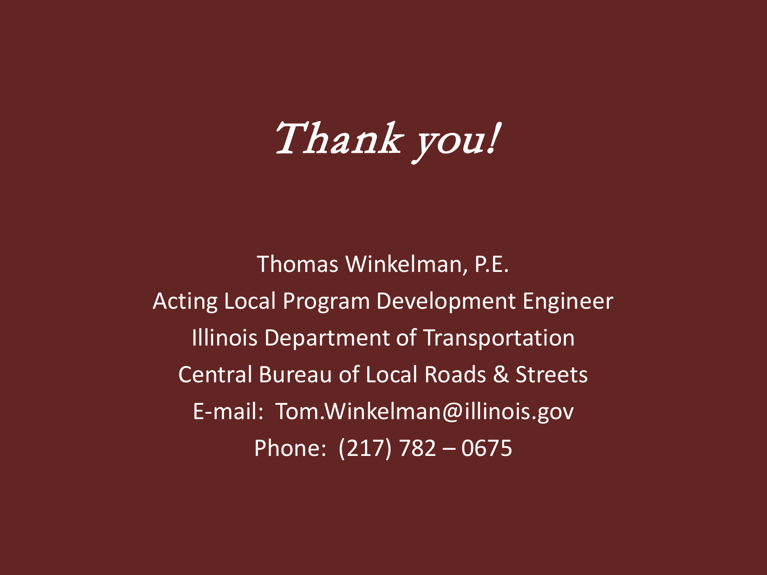# *Thank you!*

Thomas Winkelman, P.E.

Acting Local Program Development Engineer

Illinois Department of Transportation

Central Bureau of Local Roads & Streets

E-mail: Tom.Winkelman@illinois.gov

Phone: (217) 782 – 0675